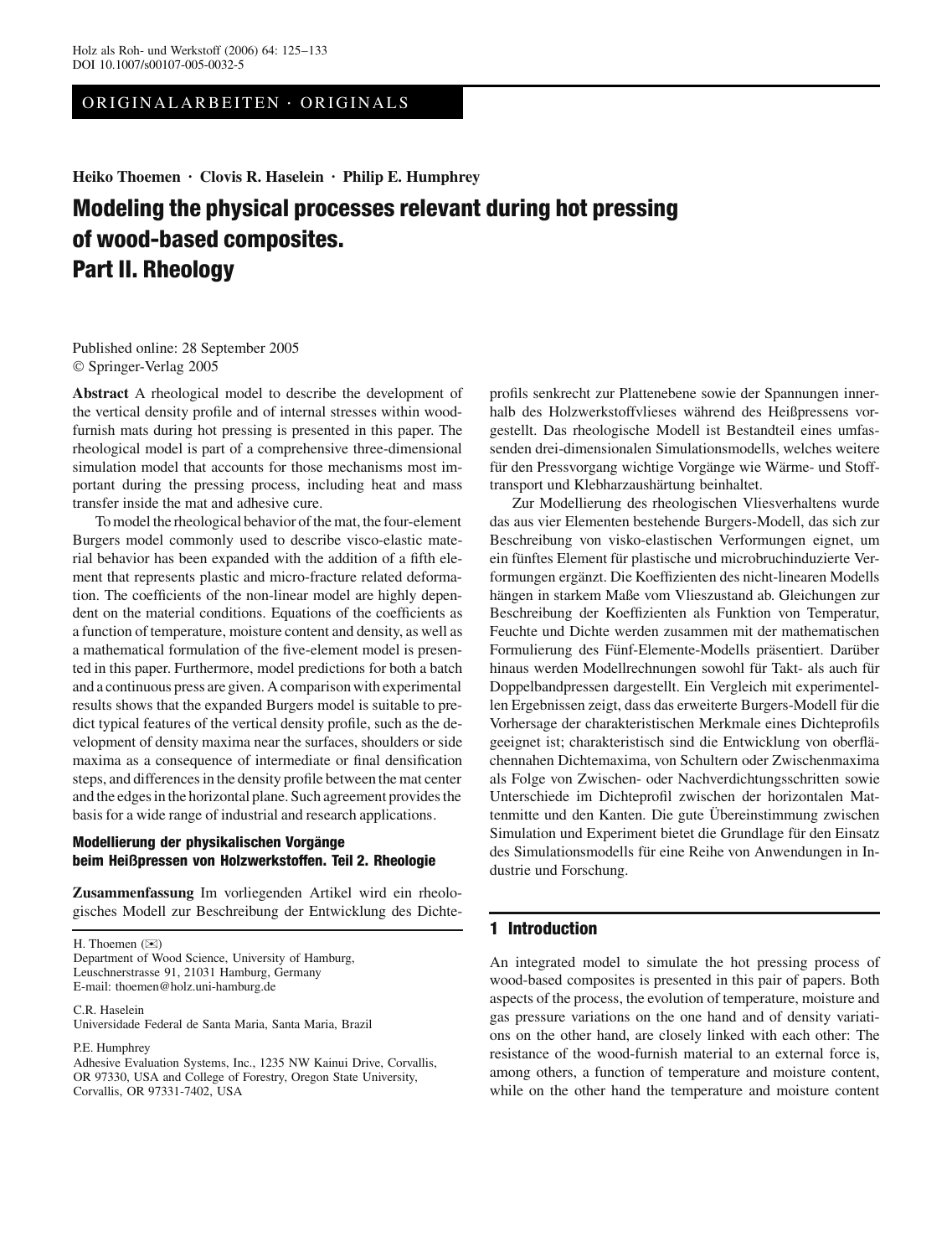ORIGINALARBEITEN · ORIGINALS

**Heiko Thoemen · Clovis R. Haselein · Philip E. Humphrey**

# Modeling the physical processes relevant during hot pressing of wood-based composites. Part II. Rheology

Published online: 28 September 2005
© Springer-Verlag 2005

**Abstract** A rheological model to describe the development of the vertical density profile and of internal stresses within wood-furnish mats during hot pressing is presented in this paper. The rheological model is part of a comprehensive three-dimensional simulation model that accounts for those mechanisms most important during the pressing process, including heat and mass transfer inside the mat and adhesive cure.

To model the rheological behavior of the mat, the four-element Burgers model commonly used to describe visco-elastic material behavior has been expanded with the addition of a fifth element that represents plastic and micro-fracture related deformation. The coefficients of the non-linear model are highly dependent on the material conditions. Equations of the coefficients as a function of temperature, moisture content and density, as well as a mathematical formulation of the five-element model are presented in this paper. Furthermore, model predictions for both a batch and a continuous press are given. A comparison with experimental results shows that the expanded Burgers model is suitable to predict typical features of the vertical density profile, such as the development of density maxima near the surfaces, shoulders or side maxima as a consequence of intermediate or final densification steps, and differences in the density profile between the mat center and the edges in the horizontal plane. Such agreement provides the basis for a wide range of industrial and research applications.

### Modellierung der physikalischen Vorgänge beim Heißpressen von Holzwerkstoffen. Teil 2. Rheologie

**Zusammenfassung** Im vorliegenden Artikel wird ein rheologisches Modell zur Beschreibung der Entwicklung des Dichteprofils senkrecht zur Plattenebene sowie der Spannungen innerhalb des Holzwerkstoffvlieses während des Heißpressens vorgestellt. Das rheologische Modell ist Bestandteil eines umfassenden drei-dimensionalen Simulationsmodells, welches weitere für den Pressvorgang wichtige Vorgänge wie Wärme- und Stofftransport und Klebharzaushärtung beinhaltet.

Zur Modellierung des rheologischen Vliesverhaltens wurde das aus vier Elementen bestehende Burgers-Modell, das sich zur Beschreibung von visko-elastischen Verformungen eignet, um ein fünftes Element für plastische und microbruchinduzierte Verformungen ergänzt. Die Koeffizienten des nicht-linearen Modells hängen in starkem Maße vom Vlieszustand ab. Gleichungen zur Beschreibung der Koeffizienten als Funktion von Temperatur, Feuchte und Dichte werden zusammen mit der mathematischen Formulierung des Fünf-Elemente-Modells präsentiert. Darüber hinaus werden Modellrechnungen sowohl für Takt- als auch für Doppelbandpressen dargestellt. Ein Vergleich mit experimentellen Ergebnissen zeigt, dass das erweiterte Burgers-Modell für die Vorhersage der charakteristischen Merkmale eines Dichteprofils geeignet ist; charakteristisch sind die Entwicklung von oberflächennahen Dichtemaxima, von Schultern oder Zwischenmaxima als Folge von Zwischen- oder Nachverdichtungsschritten sowie Unterschiede im Dichteprofil zwischen der horizontalen Mattenmitte und den Kanten. Die gute Übereinstimmung zwischen Simulation und Experiment bietet die Grundlage für den Einsatz des Simulationsmodells für eine Reihe von Anwendungen in Industrie und Forschung.

H. Thoemen (✉)
Department of Wood Science, University of Hamburg,
Leuschnerstrasse 91, 21031 Hamburg, Germany
E-mail: thoemen@holz.uni-hamburg.de

C.R. Haselein
Universidade Federal de Santa Maria, Santa Maria, Brazil

P.E. Humphrey
Adhesive Evaluation Systems, Inc., 1235 NW Kainui Drive, Corvallis, OR 97330, USA and College of Forestry, Oregon State University, Corvallis, OR 97331-7402, USA

## 1 Introduction

An integrated model to simulate the hot pressing process of wood-based composites is presented in this pair of papers. Both aspects of the process, the evolution of temperature, moisture and gas pressure variations on the one hand and of density variations on the other hand, are closely linked with each other: The resistance of the wood-furnish material to an external force is, among others, a function of temperature and moisture content, while on the other hand the temperature and moisture content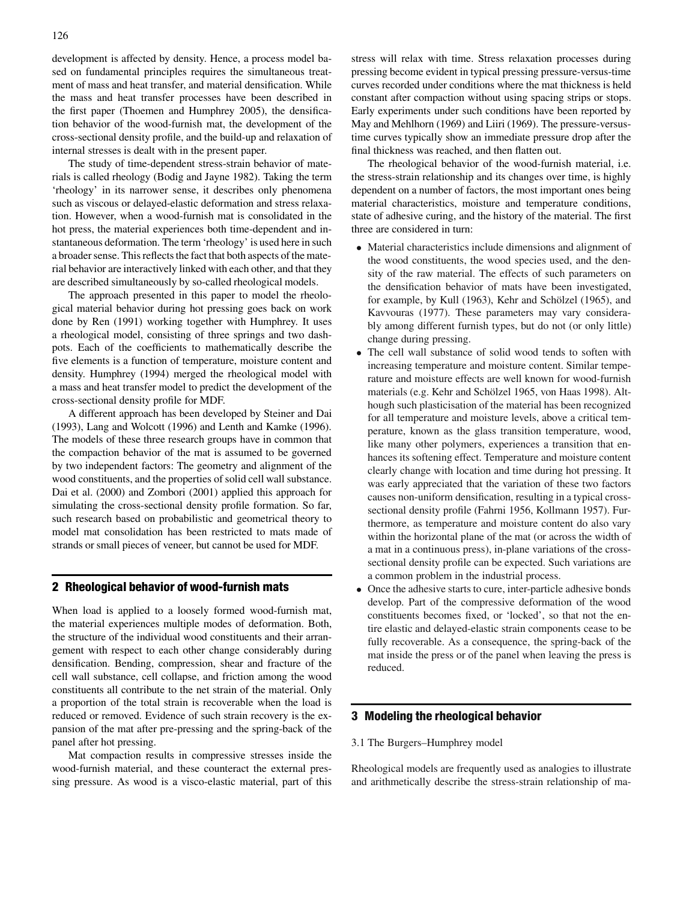development is affected by density. Hence, a process model based on fundamental principles requires the simultaneous treatment of mass and heat transfer, and material densification. While the mass and heat transfer processes have been described in the first paper (Thoemen and Humphrey 2005), the densification behavior of the wood-furnish mat, the development of the cross-sectional density profile, and the build-up and relaxation of internal stresses is dealt with in the present paper.

The study of time-dependent stress-strain behavior of materials is called rheology (Bodig and Jayne 1982). Taking the term 'rheology' in its narrower sense, it describes only phenomena such as viscous or delayed-elastic deformation and stress relaxation. However, when a wood-furnish mat is consolidated in the hot press, the material experiences both time-dependent and instantaneous deformation. The term 'rheology' is used here in such a broader sense. This reflects the fact that both aspects of the material behavior are interactively linked with each other, and that they are described simultaneously by so-called rheological models.

The approach presented in this paper to model the rheological material behavior during hot pressing goes back on work done by Ren (1991) working together with Humphrey. It uses a rheological model, consisting of three springs and two dashpots. Each of the coefficients to mathematically describe the five elements is a function of temperature, moisture content and density. Humphrey (1994) merged the rheological model with a mass and heat transfer model to predict the development of the cross-sectional density profile for MDF.

A different approach has been developed by Steiner and Dai (1993), Lang and Wolcott (1996) and Lenth and Kamke (1996). The models of these three research groups have in common that the compaction behavior of the mat is assumed to be governed by two independent factors: The geometry and alignment of the wood constituents, and the properties of solid cell wall substance. Dai et al. (2000) and Zombori (2001) applied this approach for simulating the cross-sectional density profile formation. So far, such research based on probabilistic and geometrical theory to model mat consolidation has been restricted to mats made of strands or small pieces of veneer, but cannot be used for MDF.

## 2 Rheological behavior of wood-furnish mats

When load is applied to a loosely formed wood-furnish mat, the material experiences multiple modes of deformation. Both, the structure of the individual wood constituents and their arrangement with respect to each other change considerably during densification. Bending, compression, shear and fracture of the cell wall substance, cell collapse, and friction among the wood constituents all contribute to the net strain of the material. Only a proportion of the total strain is recoverable when the load is reduced or removed. Evidence of such strain recovery is the expansion of the mat after pre-pressing and the spring-back of the panel after hot pressing.

Mat compaction results in compressive stresses inside the wood-furnish material, and these counteract the external pressing pressure. As wood is a visco-elastic material, part of this stress will relax with time. Stress relaxation processes during pressing become evident in typical pressing pressure-versus-time curves recorded under conditions where the mat thickness is held constant after compaction without using spacing strips or stops. Early experiments under such conditions have been reported by May and Mehlhorn (1969) and Liiri (1969). The pressure-versus-time curves typically show an immediate pressure drop after the final thickness was reached, and then flatten out.

The rheological behavior of the wood-furnish material, i.e. the stress-strain relationship and its changes over time, is highly dependent on a number of factors, the most important ones being material characteristics, moisture and temperature conditions, state of adhesive curing, and the history of the material. The first three are considered in turn:

- Material characteristics include dimensions and alignment of the wood constituents, the wood species used, and the density of the raw material. The effects of such parameters on the densification behavior of mats have been investigated, for example, by Kull (1963), Kehr and Schölzel (1965), and Kavvouras (1977). These parameters may vary considerably among different furnish types, but do not (or only little) change during pressing.
- The cell wall substance of solid wood tends to soften with increasing temperature and moisture content. Similar temperature and moisture effects are well known for wood-furnish materials (e.g. Kehr and Schölzel 1965, von Haas 1998). Although such plasticisation of the material has been recognized for all temperature and moisture levels, above a critical temperature, known as the glass transition temperature, wood, like many other polymers, experiences a transition that enhances its softening effect. Temperature and moisture content clearly change with location and time during hot pressing. It was early appreciated that the variation of these two factors causes non-uniform densification, resulting in a typical cross-sectional density profile (Fahrni 1956, Kollmann 1957). Furthermore, as temperature and moisture content do also vary within the horizontal plane of the mat (or across the width of a mat in a continuous press), in-plane variations of the cross-sectional density profile can be expected. Such variations are a common problem in the industrial process.
- Once the adhesive starts to cure, inter-particle adhesive bonds develop. Part of the compressive deformation of the wood constituents becomes fixed, or 'locked', so that not the entire elastic and delayed-elastic strain components cease to be fully recoverable. As a consequence, the spring-back of the mat inside the press or of the panel when leaving the press is reduced.

## 3 Modeling the rheological behavior

### 3.1 The Burgers–Humphrey model

Rheological models are frequently used as analogies to illustrate and arithmetically describe the stress-strain relationship of ma-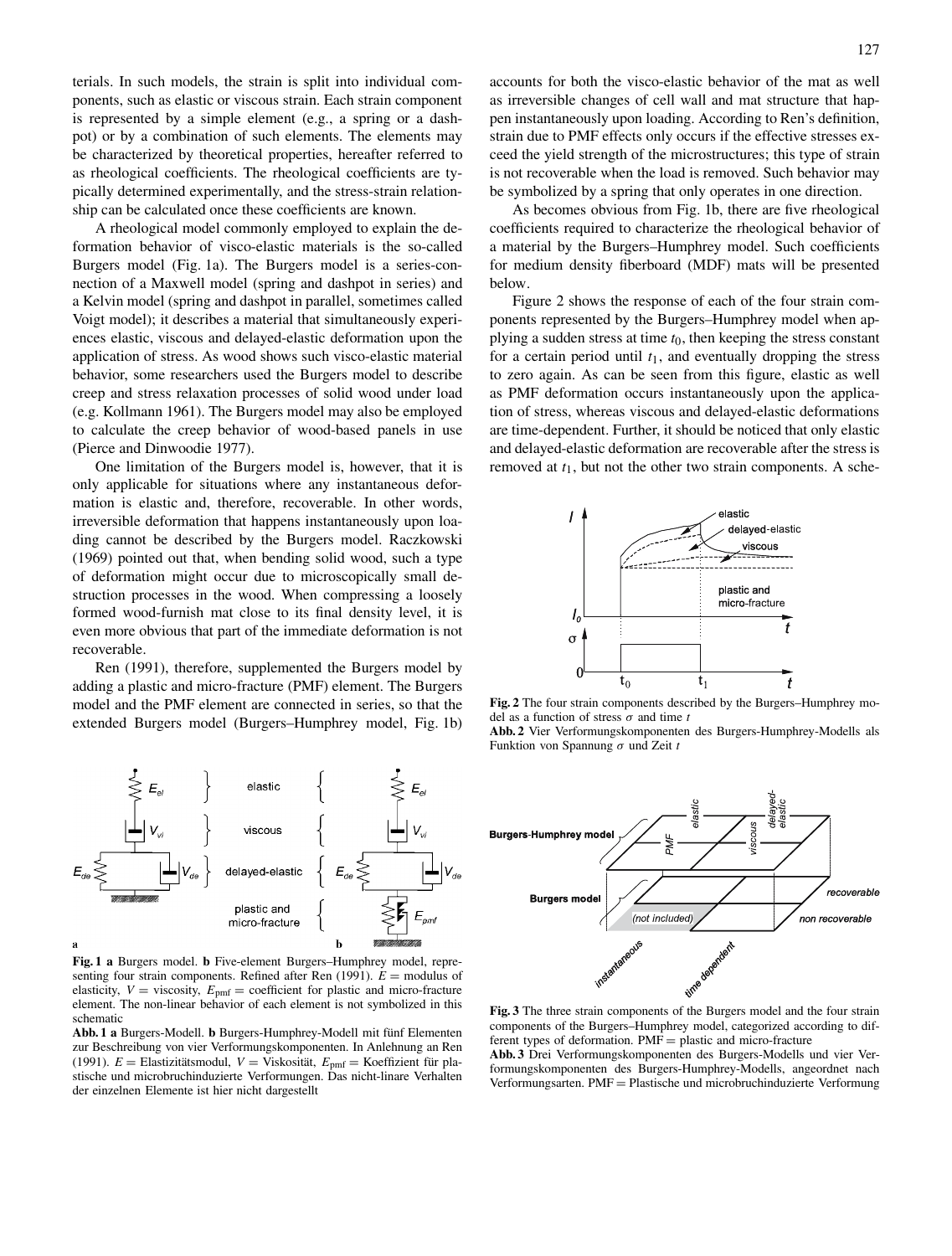terials. In such models, the strain is split into individual components, such as elastic or viscous strain. Each strain component is represented by a simple element (e.g., a spring or a dashpot) or by a combination of such elements. The elements may be characterized by theoretical properties, hereafter referred to as rheological coefficients. The rheological coefficients are typically determined experimentally, and the stress-strain relationship can be calculated once these coefficients are known.

A rheological model commonly employed to explain the deformation behavior of visco-elastic materials is the so-called Burgers model (Fig. 1a). The Burgers model is a series-connection of a Maxwell model (spring and dashpot in series) and a Kelvin model (spring and dashpot in parallel, sometimes called Voigt model); it describes a material that simultaneously experiences elastic, viscous and delayed-elastic deformation upon the application of stress. As wood shows such visco-elastic material behavior, some researchers used the Burgers model to describe creep and stress relaxation processes of solid wood under load (e.g. Kollmann 1961). The Burgers model may also be employed to calculate the creep behavior of wood-based panels in use (Pierce and Dinwoodie 1977).

One limitation of the Burgers model is, however, that it is only applicable for situations where any instantaneous deformation is elastic and, therefore, recoverable. In other words, irreversible deformation that happens instantaneously upon loading cannot be described by the Burgers model. Raczkowski (1969) pointed out that, when bending solid wood, such a type of deformation might occur due to microscopically small destruction processes in the wood. When compressing a loosely formed wood-furnish mat close to its final density level, it is even more obvious that part of the immediate deformation is not recoverable.

Ren (1991), therefore, supplemented the Burgers model by adding a plastic and micro-fracture (PMF) element. The Burgers model and the PMF element are connected in series, so that the extended Burgers model (Burgers–Humphrey model, Fig. 1b) accounts for both the visco-elastic behavior of the mat as well as irreversible changes of cell wall and mat structure that happen instantaneously upon loading. According to Ren's definition, strain due to PMF effects only occurs if the effective stresses exceed the yield strength of the microstructures; this type of strain is not recoverable when the load is removed. Such behavior may be symbolized by a spring that only operates in one direction.

**Fig. 1 a** Burgers model. **b** Five-element Burgers–Humphrey model, representing four strain components. Refined after Ren (1991). $E$ = modulus of elasticity, $V$ = viscosity, $E_{\text{pmf}}$ = coefficient for plastic and micro-fracture element. The non-linear behavior of each element is not symbolized in this schematic

**Abb. 1 a** Burgers-Modell. **b** Burgers-Humphrey-Modell mit fünf Elementen zur Beschreibung von vier Verformungskomponenten. In Anlehnung an Ren (1991). $E$ = Elastizitätsmodul, $V$ = Viskosität, $E_{\text{pmf}}$ = Koeffizient für plastische und microbruchinduzierte Verformungen. Das nicht-linare Verhalten der einzelnen Elemente ist hier nicht dargestellt

As becomes obvious from Fig. 1b, there are five rheological coefficients required to characterize the rheological behavior of a material by the Burgers–Humphrey model. Such coefficients for medium density fiberboard (MDF) mats will be presented below.

Figure 2 shows the response of each of the four strain components represented by the Burgers–Humphrey model when applying a sudden stress at time $t_0$, then keeping the stress constant for a certain period until $t_1$, and eventually dropping the stress to zero again. As can be seen from this figure, elastic as well as PMF deformation occurs instantaneously upon the application of stress, whereas viscous and delayed-elastic deformations are time-dependent. Further, it should be noticed that only elastic and delayed-elastic deformation are recoverable after the stress is removed at $t_1$, but not the other two strain components. A sche-

**Fig. 2** The four strain components described by the Burgers–Humphrey model as a function of stress $\sigma$ and time $t$

**Abb. 2** Vier Verformungskomponenten des Burgers-Humphrey-Modells als Funktion von Spannung $\sigma$ und Zeit $t$

**Fig. 3** The three strain components of the Burgers model and the four strain components of the Burgers–Humphrey model, categorized according to different types of deformation. PMF = plastic and micro-fracture

**Abb. 3** Drei Verformungskomponenten des Burgers-Modells und vier Verformungskomponenten des Burgers-Humphrey-Modells, angeordnet nach Verformungsarten. PMF = Plastische und microbruchinduzierte Verformung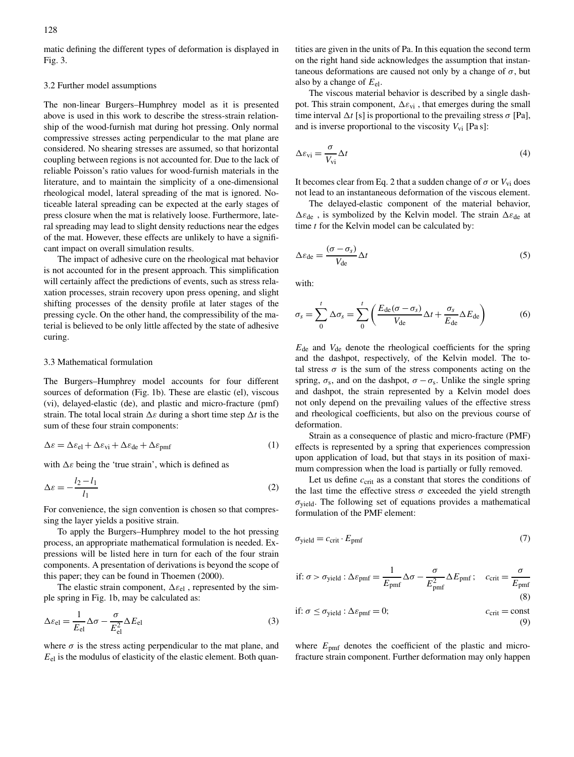matic defining the different types of deformation is displayed in Fig. 3.

### 3.2 Further model assumptions

The non-linear Burgers–Humphrey model as it is presented above is used in this work to describe the stress-strain relationship of the wood-furnish mat during hot pressing. Only normal compressive stresses acting perpendicular to the mat plane are considered. No shearing stresses are assumed, so that horizontal coupling between regions is not accounted for. Due to the lack of reliable Poisson's ratio values for wood-furnish materials in the literature, and to maintain the simplicity of a one-dimensional rheological model, lateral spreading of the mat is ignored. Noticeable lateral spreading can be expected at the early stages of press closure when the mat is relatively loose. Furthermore, lateral spreading may lead to slight density reductions near the edges of the mat. However, these effects are unlikely to have a significant impact on overall simulation results.

The impact of adhesive cure on the rheological mat behavior is not accounted for in the present approach. This simplification will certainly affect the predictions of events, such as stress relaxation processes, strain recovery upon press opening, and slight shifting processes of the density profile at later stages of the pressing cycle. On the other hand, the compressibility of the material is believed to be only little affected by the state of adhesive curing.

### 3.3 Mathematical formulation

The Burgers–Humphrey model accounts for four different sources of deformation (Fig. 1b). These are elastic (el), viscous (vi), delayed-elastic (de), and plastic and micro-fracture (pmf) strain. The total local strain $\Delta\varepsilon$ during a short time step $\Delta t$ is the sum of these four strain components:

$$\Delta\varepsilon = \Delta\varepsilon_{\text{el}} + \Delta\varepsilon_{\text{vi}} + \Delta\varepsilon_{\text{de}} + \Delta\varepsilon_{\text{pmf}} \tag{1}$$

with $\Delta\varepsilon$ being the 'true strain', which is defined as

$$\Delta\varepsilon = -\frac{l_2 - l_1}{l_1} \tag{2}$$

For convenience, the sign convention is chosen so that compressing the layer yields a positive strain.

To apply the Burgers–Humphrey model to the hot pressing process, an appropriate mathematical formulation is needed. Expressions will be listed here in turn for each of the four strain components. A presentation of derivations is beyond the scope of this paper; they can be found in Thoemen (2000).

The elastic strain component, $\Delta\varepsilon_{\text{el}}$, represented by the simple spring in Fig. 1b, may be calculated as:

$$\Delta\varepsilon_{\text{el}} = \frac{1}{E_{\text{el}}}\Delta\sigma - \frac{\sigma}{E_{\text{el}}^2}\Delta E_{\text{el}} \tag{3}$$

where $\sigma$ is the stress acting perpendicular to the mat plane, and $E_{\text{el}}$ is the modulus of elasticity of the elastic element. Both quantities are given in the units of Pa. In this equation the second term on the right hand side acknowledges the assumption that instantaneous deformations are caused not only by a change of $\sigma$, but also by a change of $E_{\text{el}}$.

The viscous material behavior is described by a single dashpot. This strain component, $\Delta\varepsilon_{\text{vi}}$, that emerges during the small time interval $\Delta t$ [s] is proportional to the prevailing stress $\sigma$ [Pa], and is inverse proportional to the viscosity $V_{\text{vi}}$ [Pa s]:

$$\Delta\varepsilon_{\text{vi}} = \frac{\sigma}{V_{\text{vi}}}\Delta t \tag{4}$$

It becomes clear from Eq. 2 that a sudden change of $\sigma$ or $V_{\text{vi}}$ does not lead to an instantaneous deformation of the viscous element.

The delayed-elastic component of the material behavior, $\Delta\varepsilon_{\text{de}}$, is symbolized by the Kelvin model. The strain $\Delta\varepsilon_{\text{de}}$ at time $t$ for the Kelvin model can be calculated by:

$$\Delta\varepsilon_{\text{de}} = \frac{(\sigma - \sigma_s)}{V_{\text{de}}}\Delta t \tag{5}$$

with:

$$\sigma_s = \sum_0^t \Delta\sigma_s = \sum_0^t \left( \frac{E_{\text{de}}(\sigma - \sigma_s)}{V_{\text{de}}}\Delta t + \frac{\sigma_s}{E_{\text{de}}}\Delta E_{\text{de}} \right) \tag{6}$$

$E_{\text{de}}$ and $V_{\text{de}}$ denote the rheological coefficients for the spring and the dashpot, respectively, of the Kelvin model. The total stress $\sigma$ is the sum of the stress components acting on the spring, $\sigma_{\text{s}}$, and on the dashpot, $\sigma - \sigma_{\text{s}}$. Unlike the single spring and dashpot, the strain represented by a Kelvin model does not only depend on the prevailing values of the effective stress and rheological coefficients, but also on the previous course of deformation.

Strain as a consequence of plastic and micro-fracture (PMF) effects is represented by a spring that experiences compression upon application of load, but that stays in its position of maximum compression when the load is partially or fully removed.

Let us define $c_{\text{crit}}$ as a constant that stores the conditions of the last time the effective stress $\sigma$ exceeded the yield strength $\sigma_{\text{yield}}$. The following set of equations provides a mathematical formulation of the PMF element:

$$\sigma_{\text{yield}} = c_{\text{crit}} \cdot E_{\text{pmf}} \tag{7}$$

$$\text{if: } \sigma > \sigma_{\text{yield}} : \Delta\varepsilon_{\text{pmf}} = \frac{1}{E_{\text{pmf}}}\Delta\sigma - \frac{\sigma}{E_{\text{pmf}}^2}\Delta E_{\text{pmf}}; \quad c_{\text{crit}} = \frac{\sigma}{E_{\text{pmf}}} \tag{8}$$

$$\text{if: } \sigma \le \sigma_{\text{yield}} : \Delta\varepsilon_{\text{pmf}} = 0; \qquad c_{\text{crit}} = \text{const} \tag{9}$$

where $E_{\text{pmf}}$ denotes the coefficient of the plastic and micro-fracture strain component. Further deformation may only happen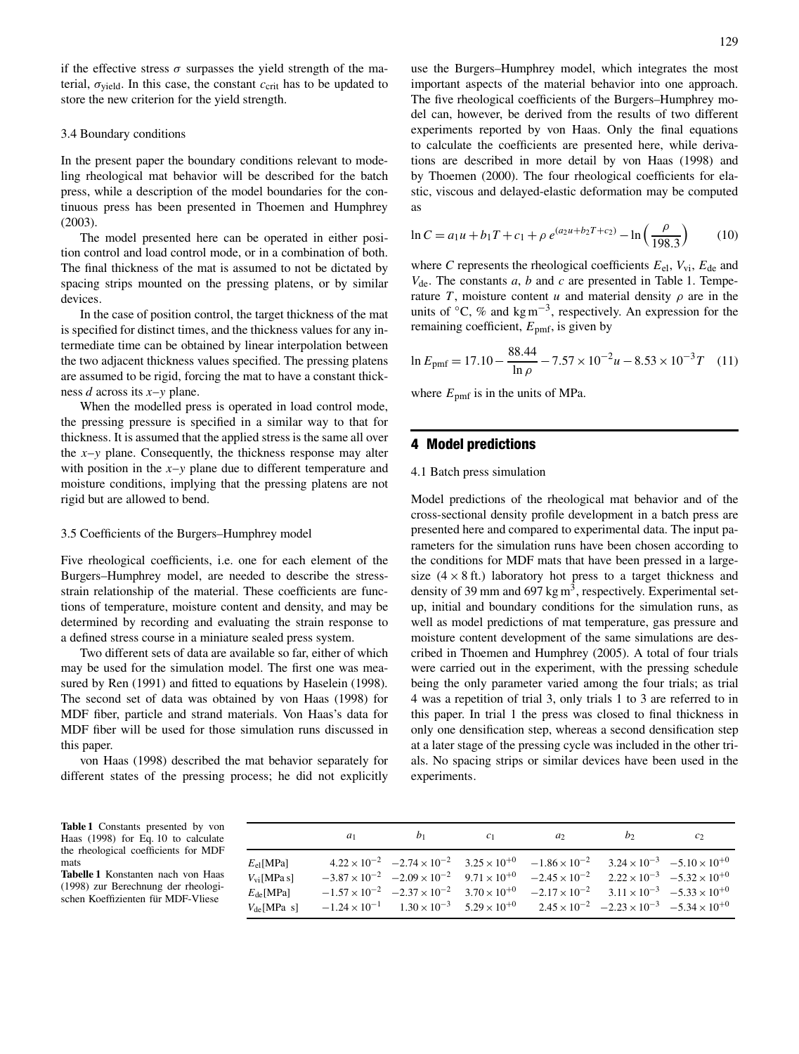if the effective stress $\sigma$ surpasses the yield strength of the material, $\sigma_{yield}$. In this case, the constant $c_{crit}$ has to be updated to store the new criterion for the yield strength.

### 3.4 Boundary conditions

In the present paper the boundary conditions relevant to modeling rheological mat behavior will be described for the batch press, while a description of the model boundaries for the continuous press has been presented in Thoemen and Humphrey (2003).

The model presented here can be operated in either position control and load control mode, or in a combination of both. The final thickness of the mat is assumed to not be dictated by spacing strips mounted on the pressing platens, or by similar devices.

In the case of position control, the target thickness of the mat is specified for distinct times, and the thickness values for any intermediate time can be obtained by linear interpolation between the two adjacent thickness values specified. The pressing platens are assumed to be rigid, forcing the mat to have a constant thickness $d$ across its $x$–$y$ plane.

When the modelled press is operated in load control mode, the pressing pressure is specified in a similar way to that for thickness. It is assumed that the applied stress is the same all over the $x$–$y$ plane. Consequently, the thickness response may alter with position in the $x$–$y$ plane due to different temperature and moisture conditions, implying that the pressing platens are not rigid but are allowed to bend.

### 3.5 Coefficients of the Burgers–Humphrey model

Five rheological coefficients, i.e. one for each element of the Burgers–Humphrey model, are needed to describe the stress-strain relationship of the material. These coefficients are functions of temperature, moisture content and density, and may be determined by recording and evaluating the strain response to a defined stress course in a miniature sealed press system.

Two different sets of data are available so far, either of which may be used for the simulation model. The first one was measured by Ren (1991) and fitted to equations by Haselein (1998). The second set of data was obtained by von Haas (1998) for MDF fiber, particle and strand materials. Von Haas's data for MDF fiber will be used for those simulation runs discussed in this paper.

von Haas (1998) described the mat behavior separately for different states of the pressing process; he did not explicitly use the Burgers–Humphrey model, which integrates the most important aspects of the material behavior into one approach. The five rheological coefficients of the Burgers–Humphrey model can, however, be derived from the results of two different experiments reported by von Haas. Only the final equations to calculate the coefficients are presented here, while derivations are described in more detail by von Haas (1998) and by Thoemen (2000). The four rheological coefficients for elastic, viscous and delayed-elastic deformation may be computed as

$$\ln C = a_1 u + b_1 T + c_1 + \rho\, e^{(a_2 u + b_2 T + c_2)} - \ln\left(\frac{\rho}{198.3}\right) \qquad (10)$$

where $C$ represents the rheological coefficients $E_{el}$, $V_{vi}$, $E_{de}$ and $V_{de}$. The constants $a$, $b$ and $c$ are presented in Table 1. Temperature $T$, moisture content $u$ and material density $\rho$ are in the units of °C, % and kg m$^{-3}$, respectively. An expression for the remaining coefficient, $E_{pmf}$, is given by

$$\ln E_{pmf} = 17.10 - \frac{88.44}{\ln \rho} - 7.57 \times 10^{-2} u - 8.53 \times 10^{-3} T \qquad (11)$$

where $E_{pmf}$ is in the units of MPa.

## 4 Model predictions

### 4.1 Batch press simulation

Model predictions of the rheological mat behavior and of the cross-sectional density profile development in a batch press are presented here and compared to experimental data. The input parameters for the simulation runs have been chosen according to the conditions for MDF mats that have been pressed in a large-size (4 × 8 ft.) laboratory hot press to a target thickness and density of 39 mm and 697 kg m$^3$, respectively. Experimental setup, initial and boundary conditions for the simulation runs, as well as model predictions of mat temperature, gas pressure and moisture content development of the same simulations are described in Thoemen and Humphrey (2005). A total of four trials were carried out in the experiment, with the pressing schedule being the only parameter varied among the four trials; as trial 4 was a repetition of trial 3, only trials 1 to 3 are referred to in this paper. In trial 1 the press was closed to final thickness in only one densification step, whereas a second densification step at a later stage of the pressing cycle was included in the other trials. No spacing strips or similar devices have been used in the experiments.

**Table 1** Constants presented by von Haas (1998) for Eq. 10 to calculate the rheological coefficients for MDF mats

**Tabelle 1** Konstanten nach von Haas (1998) zur Berechnung der rheologischen Koeffizienten für MDF-Vliese

| | $a_1$ | $b_1$ | $c_1$ | $a_2$ | $b_2$ | $c_2$ |
|---|---|---|---|---|---|---|
| $E_{el}$[MPa] | $4.22 \times 10^{-2}$ | $-2.74 \times 10^{-2}$ | $3.25 \times 10^{+0}$ | $-1.86 \times 10^{-2}$ | $3.24 \times 10^{-3}$ | $-5.10 \times 10^{+0}$ |
| $V_{vi}$[MPa s] | $-3.87 \times 10^{-2}$ | $-2.09 \times 10^{-2}$ | $9.71 \times 10^{+0}$ | $-2.45 \times 10^{-2}$ | $2.22 \times 10^{-3}$ | $-5.32 \times 10^{+0}$ |
| $E_{de}$[MPa] | $-1.57 \times 10^{-2}$ | $-2.37 \times 10^{-2}$ | $3.70 \times 10^{+0}$ | $-2.17 \times 10^{-2}$ | $3.11 \times 10^{-3}$ | $-5.33 \times 10^{+0}$ |
| $V_{de}$[MPa s] | $-1.24 \times 10^{-1}$ | $1.30 \times 10^{-3}$ | $5.29 \times 10^{+0}$ | $2.45 \times 10^{-2}$ | $-2.23 \times 10^{-3}$ | $-5.34 \times 10^{+0}$ |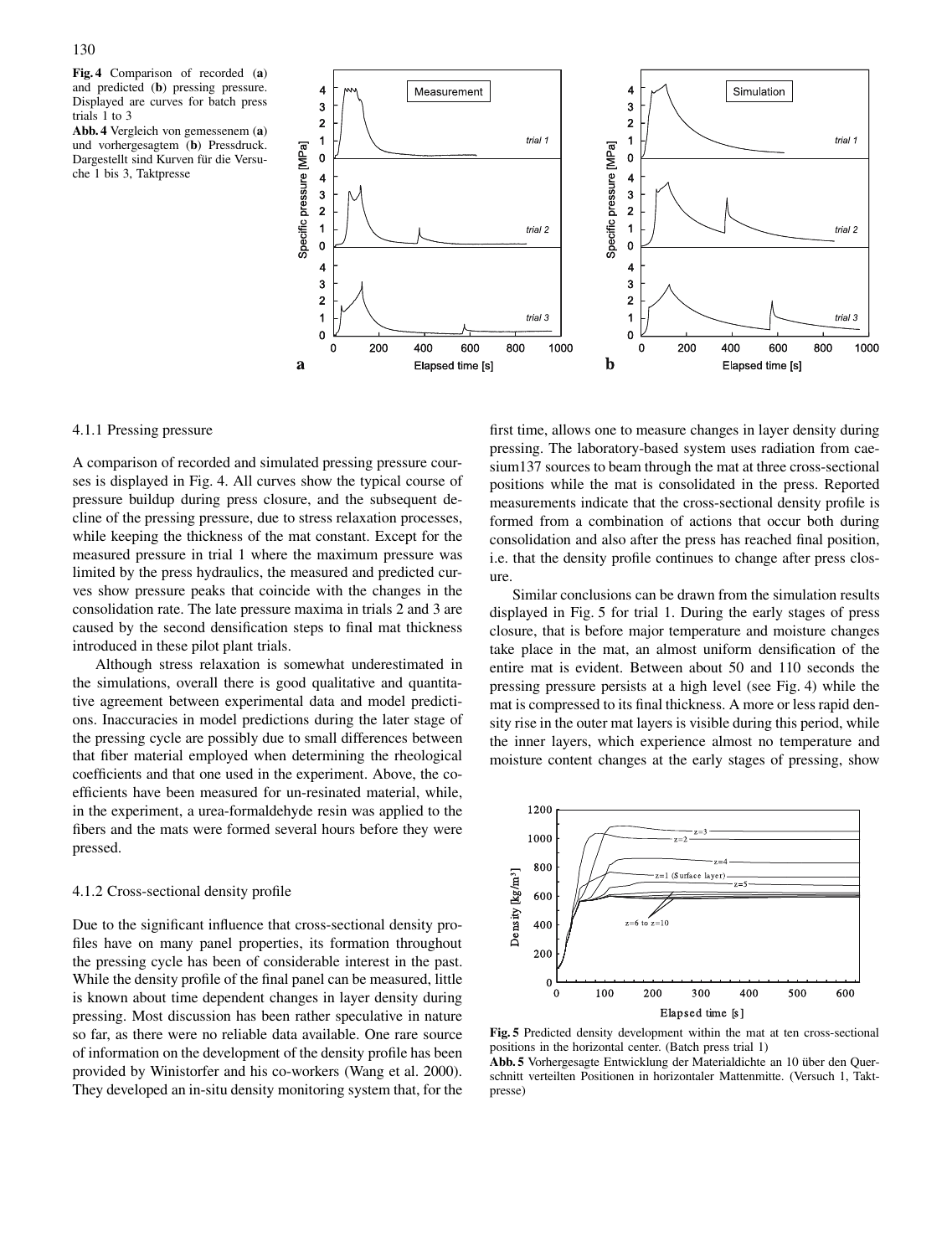**Fig. 4** Comparison of recorded (**a**) and predicted (**b**) pressing pressure. Displayed are curves for batch press trials 1 to 3

**Abb. 4** Vergleich von gemessenem (**a**) und vorhergesagtem (**b**) Pressdruck. Dargestellt sind Kurven für die Versuche 1 bis 3, Taktpresse

### 4.1.1 Pressing pressure

A comparison of recorded and simulated pressing pressure courses is displayed in Fig. 4. All curves show the typical course of pressure buildup during press closure, and the subsequent decline of the pressing pressure, due to stress relaxation processes, while keeping the thickness of the mat constant. Except for the measured pressure in trial 1 where the maximum pressure was limited by the press hydraulics, the measured and predicted curves show pressure peaks that coincide with the changes in the consolidation rate. The late pressure maxima in trials 2 and 3 are caused by the second densification steps to final mat thickness introduced in these pilot plant trials.

Although stress relaxation is somewhat underestimated in the simulations, overall there is good qualitative and quantitative agreement between experimental data and model predictions. Inaccuracies in model predictions during the later stage of the pressing cycle are possibly due to small differences between that fiber material employed when determining the rheological coefficients and that one used in the experiment. Above, the coefficients have been measured for un-resinated material, while, in the experiment, a urea-formaldehyde resin was applied to the fibers and the mats were formed several hours before they were pressed.

### 4.1.2 Cross-sectional density profile

Due to the significant influence that cross-sectional density profiles have on many panel properties, its formation throughout the pressing cycle has been of considerable interest in the past. While the density profile of the final panel can be measured, little is known about time dependent changes in layer density during pressing. Most discussion has been rather speculative in nature so far, as there were no reliable data available. One rare source of information on the development of the density profile has been provided by Winistorfer and his co-workers (Wang et al. 2000). They developed an in-situ density monitoring system that, for the first time, allows one to measure changes in layer density during pressing. The laboratory-based system uses radiation from caesium137 sources to beam through the mat at three cross-sectional positions while the mat is consolidated in the press. Reported measurements indicate that the cross-sectional density profile is formed from a combination of actions that occur both during consolidation and also after the press has reached final position, i.e. that the density profile continues to change after press closure.

Similar conclusions can be drawn from the simulation results displayed in Fig. 5 for trial 1. During the early stages of press closure, that is before major temperature and moisture changes take place in the mat, an almost uniform densification of the entire mat is evident. Between about 50 and 110 seconds the pressing pressure persists at a high level (see Fig. 4) while the mat is compressed to its final thickness. A more or less rapid density rise in the outer mat layers is visible during this period, while the inner layers, which experience almost no temperature and moisture content changes at the early stages of pressing, show

**Fig. 5** Predicted density development within the mat at ten cross-sectional positions in the horizontal center. (Batch press trial 1)

**Abb. 5** Vorhergesagte Entwicklung der Materialdichte an 10 über den Querschnitt verteilten Positionen in horizontaler Mattenmitte. (Versuch 1, Taktpresse)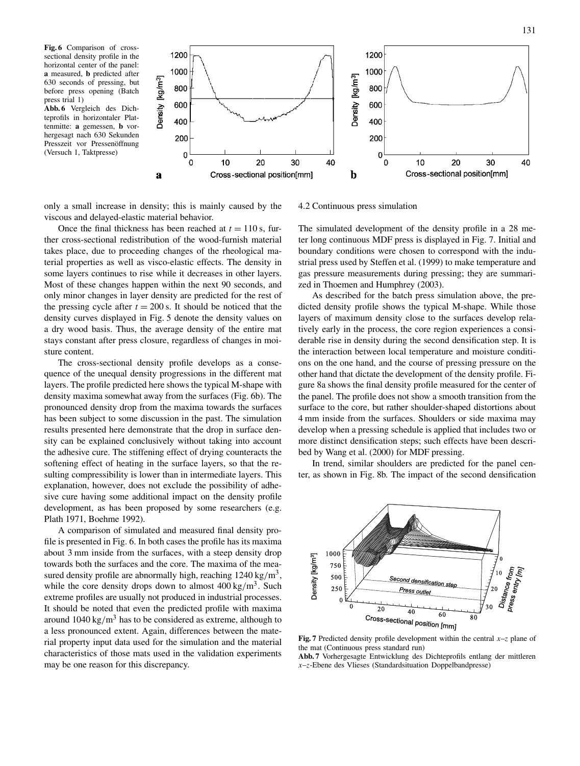**Fig. 6** Comparison of cross-sectional density profile in the horizontal center of the panel: **a** measured, **b** predicted after 630 seconds of pressing, but before press opening (Batch press trial 1)

**Abb. 6** Vergleich des Dichteprofils in horizontaler Plattenmitte: **a** gemessen, **b** vorhergesagt nach 630 Sekunden Presszeit vor Pressenöffnung (Versuch 1, Taktpresse)

only a small increase in density; this is mainly caused by the viscous and delayed-elastic material behavior.

Once the final thickness has been reached at $t = 110$ s, further cross-sectional redistribution of the wood-furnish material takes place, due to proceeding changes of the rheological material properties as well as visco-elastic effects. The density in some layers continues to rise while it decreases in other layers. Most of these changes happen within the next 90 seconds, and only minor changes in layer density are predicted for the rest of the pressing cycle after $t = 200$ s. It should be noticed that the density curves displayed in Fig. 5 denote the density values on a dry wood basis. Thus, the average density of the entire mat stays constant after press closure, regardless of changes in moisture content.

The cross-sectional density profile develops as a consequence of the unequal density progressions in the different mat layers. The profile predicted here shows the typical M-shape with density maxima somewhat away from the surfaces (Fig. 6b). The pronounced density drop from the maxima towards the surfaces has been subject to some discussion in the past. The simulation results presented here demonstrate that the drop in surface density can be explained conclusively without taking into account the adhesive cure. The stiffening effect of drying counteracts the softening effect of heating in the surface layers, so that the resulting compressibility is lower than in intermediate layers. This explanation, however, does not exclude the possibility of adhesive cure having some additional impact on the density profile development, as has been proposed by some researchers (e.g. Plath 1971, Boehme 1992).

A comparison of simulated and measured final density profile is presented in Fig. 6. In both cases the profile has its maxima about 3 mm inside from the surfaces, with a steep density drop towards both the surfaces and the core. The maxima of the measured density profile are abnormally high, reaching $1240\,\text{kg/m}^3$, while the core density drops down to almost $400\,\text{kg/m}^3$. Such extreme profiles are usually not produced in industrial processes. It should be noted that even the predicted profile with maxima around $1040\,\text{kg/m}^3$ has to be considered as extreme, although to a less pronounced extent. Again, differences between the material property input data used for the simulation and the material characteristics of those mats used in the validation experiments may be one reason for this discrepancy.

### 4.2 Continuous press simulation

The simulated development of the density profile in a 28 meter long continuous MDF press is displayed in Fig. 7. Initial and boundary conditions were chosen to correspond with the industrial press used by Steffen et al. (1999) to make temperature and gas pressure measurements during pressing; they are summarized in Thoemen and Humphrey (2003).

As described for the batch press simulation above, the predicted density profile shows the typical M-shape. While those layers of maximum density close to the surfaces develop relatively early in the process, the core region experiences a considerable rise in density during the second densification step. It is the interaction between local temperature and moisture conditions on the one hand, and the course of pressing pressure on the other hand that dictate the development of the density profile. Figure 8a shows the final density profile measured for the center of the panel. The profile does not show a smooth transition from the surface to the core, but rather shoulder-shaped distortions about 4 mm inside from the surfaces. Shoulders or side maxima may develop when a pressing schedule is applied that includes two or more distinct densification steps; such effects have been described by Wang et al. (2000) for MDF pressing.

In trend, similar shoulders are predicted for the panel center, as shown in Fig. 8b. The impact of the second densification

**Fig. 7** Predicted density profile development within the central $x$–$z$ plane of the mat (Continuous press standard run)

**Abb. 7** Vorhergesagte Entwicklung des Dichteprofils entlang der mittleren $x$–$z$-Ebene des Vlieses (Standardsituation Doppelbandpresse)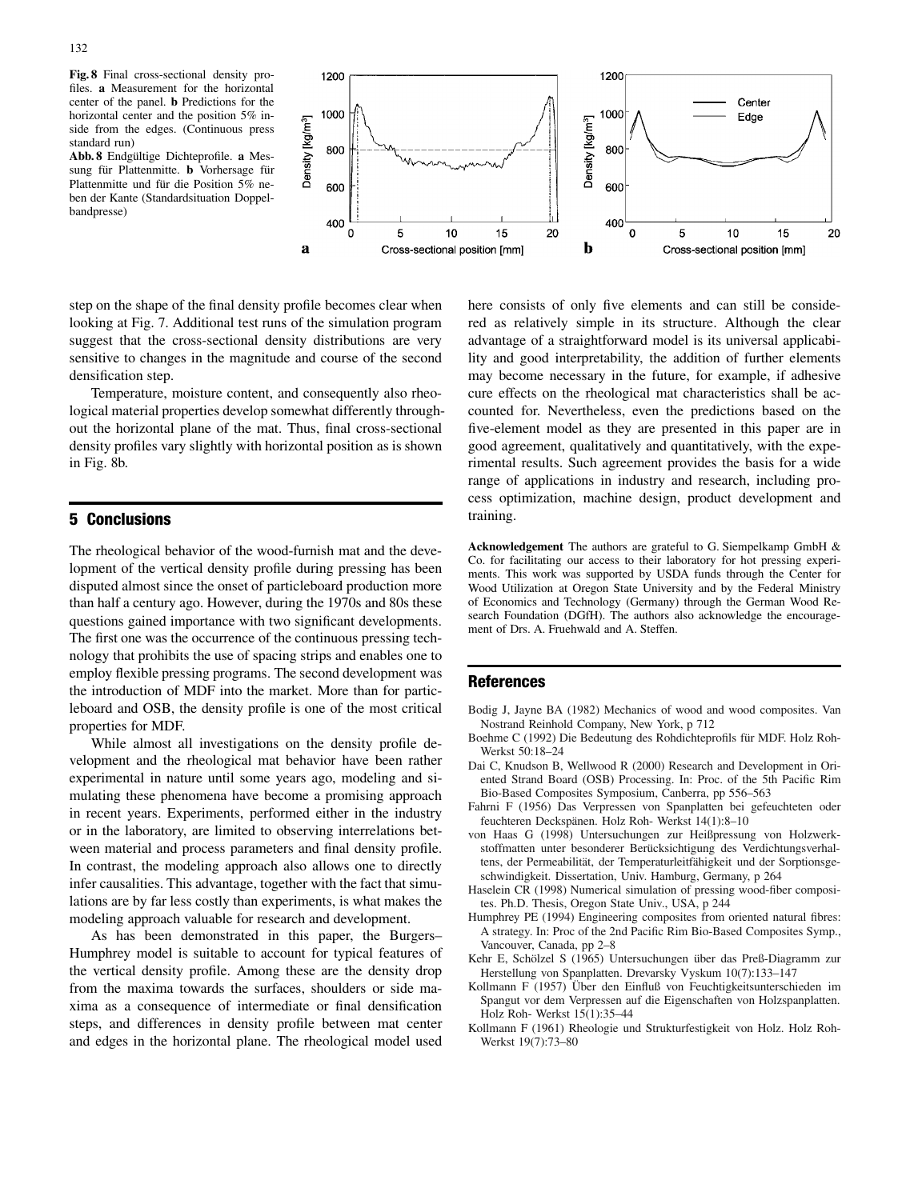**Fig. 8** Final cross-sectional density profiles. **a** Measurement for the horizontal center of the panel. **b** Predictions for the horizontal center and the position 5% inside from the edges. (Continuous press standard run)

**Abb. 8** Endgültige Dichteprofile. **a** Messung für Plattenmitte. **b** Vorhersage für Plattenmitte und für die Position 5% neben der Kante (Standardsituation Doppelbandpresse)

a

Density [kg/m³]

1200
1000
800
600
400

0 5 10 15 20

Cross-sectional position [mm]

b

Density [kg/m³]

1200
1000
800
600
400

0 5 10 15 20

Cross-sectional position [mm]

Center
Edge

step on the shape of the final density profile becomes clear when looking at Fig. 7. Additional test runs of the simulation program suggest that the cross-sectional density distributions are very sensitive to changes in the magnitude and course of the second densification step.

Temperature, moisture content, and consequently also rheological material properties develop somewhat differently throughout the horizontal plane of the mat. Thus, final cross-sectional density profiles vary slightly with horizontal position as is shown in Fig. 8b.

## 5 Conclusions

The rheological behavior of the wood-furnish mat and the development of the vertical density profile during pressing has been disputed almost since the onset of particleboard production more than half a century ago. However, during the 1970s and 80s these questions gained importance with two significant developments. The first one was the occurrence of the continuous pressing technology that prohibits the use of spacing strips and enables one to employ flexible pressing programs. The second development was the introduction of MDF into the market. More than for particleboard and OSB, the density profile is one of the most critical properties for MDF.

While almost all investigations on the density profile development and the rheological mat behavior have been rather experimental in nature until some years ago, modeling and simulating these phenomena have become a promising approach in recent years. Experiments, performed either in the industry or in the laboratory, are limited to observing interrelations between material and process parameters and final density profile. In contrast, the modeling approach also allows one to directly infer causalities. This advantage, together with the fact that simulations are by far less costly than experiments, is what makes the modeling approach valuable for research and development.

As has been demonstrated in this paper, the Burgers–Humphrey model is suitable to account for typical features of the vertical density profile. Among these are the density drop from the maxima towards the surfaces, shoulders or side maxima as a consequence of intermediate or final densification steps, and differences in density profile between mat center and edges in the horizontal plane. The rheological model used here consists of only five elements and can still be considered as relatively simple in its structure. Although the clear advantage of a straightforward model is its universal applicability and good interpretability, the addition of further elements may become necessary in the future, for example, if adhesive cure effects on the rheological mat characteristics shall be accounted for. Nevertheless, even the predictions based on the five-element model as they are presented in this paper are in good agreement, qualitatively and quantitatively, with the experimental results. Such agreement provides the basis for a wide range of applications in industry and research, including process optimization, machine design, product development and training.

**Acknowledgement** The authors are grateful to G. Siempelkamp GmbH & Co. for facilitating our access to their laboratory for hot pressing experiments. This work was supported by USDA funds through the Center for Wood Utilization at Oregon State University and by the Federal Ministry of Economics and Technology (Germany) through the German Wood Research Foundation (DGfH). The authors also acknowledge the encouragement of Drs. A. Fruehwald and A. Steffen.

## References

Bodig J, Jayne BA (1982) Mechanics of wood and wood composites. Van Nostrand Reinhold Company, New York, p 712

Boehme C (1992) Die Bedeutung des Rohdichteprofils für MDF. Holz Roh- Werkst 50:18–24

Dai C, Knudson B, Wellwood R (2000) Research and Development in Oriented Strand Board (OSB) Processing. In: Proc. of the 5th Pacific Rim Bio-Based Composites Symposium, Canberra, pp 556–563

Fahrni F (1956) Das Verpressen von Spanplatten bei gefeuchteten oder feuchteren Deckspänen. Holz Roh- Werkst 14(1):8–10

von Haas G (1998) Untersuchungen zur Heißpressung von Holzwerkstoffmatten unter besonderer Berücksichtigung des Verdichtungsverhaltens, der Permeabilität, der Temperaturleitfähigkeit und der Sorptionsgeschwindigkeit. Dissertation, Univ. Hamburg, Germany, p 264

Haselein CR (1998) Numerical simulation of pressing wood-fiber composites. Ph.D. Thesis, Oregon State Univ., USA, p 244

Humphrey PE (1994) Engineering composites from oriented natural fibres: A strategy. In: Proc of the 2nd Pacific Rim Bio-Based Composites Symp., Vancouver, Canada, pp 2–8

Kehr E, Schölzel S (1965) Untersuchungen über das Preß-Diagramm zur Herstellung von Spanplatten. Drevarsky Vyskum 10(7):133–147

Kollmann F (1957) Über den Einfluß von Feuchtigkeitsunterschieden im Spangut vor dem Verpressen auf die Eigenschaften von Holzspanplatten. Holz Roh- Werkst 15(1):35–44

Kollmann F (1961) Rheologie und Strukturfestigkeit von Holz. Holz Roh- Werkst 19(7):73–80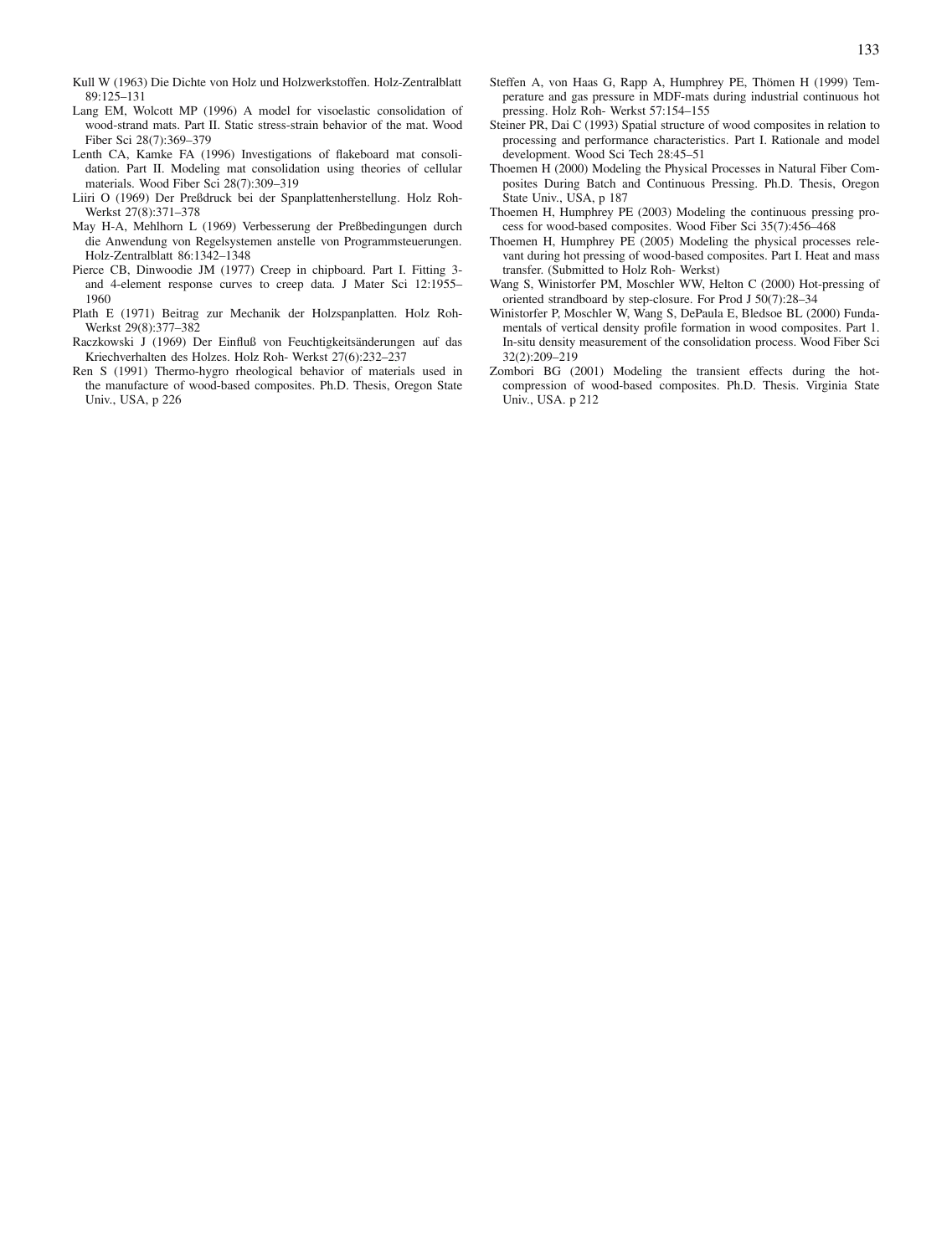Kull W (1963) Die Dichte von Holz und Holzwerkstoffen. Holz-Zentralblatt 89:125–131

Lang EM, Wolcott MP (1996) A model for visoelastic consolidation of wood-strand mats. Part II. Static stress-strain behavior of the mat. Wood Fiber Sci 28(7):369–379

Lenth CA, Kamke FA (1996) Investigations of flakeboard mat consolidation. Part II. Modeling mat consolidation using theories of cellular materials. Wood Fiber Sci 28(7):309–319

Liiri O (1969) Der Preßdruck bei der Spanplattenherstellung. Holz Roh- Werkst 27(8):371–378

May H-A, Mehlhorn L (1969) Verbesserung der Preßbedingungen durch die Anwendung von Regelsystemen anstelle von Programmsteuerungen. Holz-Zentralblatt 86:1342–1348

Pierce CB, Dinwoodie JM (1977) Creep in chipboard. Part I. Fitting 3- and 4-element response curves to creep data. J Mater Sci 12:1955–1960

Plath E (1971) Beitrag zur Mechanik der Holzspanplatten. Holz Roh- Werkst 29(8):377–382

Raczkowski J (1969) Der Einfluß von Feuchtigkeitsänderungen auf das Kriechverhalten des Holzes. Holz Roh- Werkst 27(6):232–237

Ren S (1991) Thermo-hygro rheological behavior of materials used in the manufacture of wood-based composites. Ph.D. Thesis, Oregon State Univ., USA, p 226

Steffen A, von Haas G, Rapp A, Humphrey PE, Thömen H (1999) Temperature and gas pressure in MDF-mats during industrial continuous hot pressing. Holz Roh- Werkst 57:154–155

Steiner PR, Dai C (1993) Spatial structure of wood composites in relation to processing and performance characteristics. Part I. Rationale and model development. Wood Sci Tech 28:45–51

Thoemen H (2000) Modeling the Physical Processes in Natural Fiber Composites During Batch and Continuous Pressing. Ph.D. Thesis, Oregon State Univ., USA, p 187

Thoemen H, Humphrey PE (2003) Modeling the continuous pressing process for wood-based composites. Wood Fiber Sci 35(7):456–468

Thoemen H, Humphrey PE (2005) Modeling the physical processes relevant during hot pressing of wood-based composites. Part I. Heat and mass transfer. (Submitted to Holz Roh- Werkst)

Wang S, Winistorfer PM, Moschler WW, Helton C (2000) Hot-pressing of oriented strandboard by step-closure. For Prod J 50(7):28–34

Winistorfer P, Moschler W, Wang S, DePaula E, Bledsoe BL (2000) Fundamentals of vertical density profile formation in wood composites. Part 1. In-situ density measurement of the consolidation process. Wood Fiber Sci 32(2):209–219

Zombori BG (2001) Modeling the transient effects during the hot-compression of wood-based composites. Ph.D. Thesis. Virginia State Univ., USA. p 212